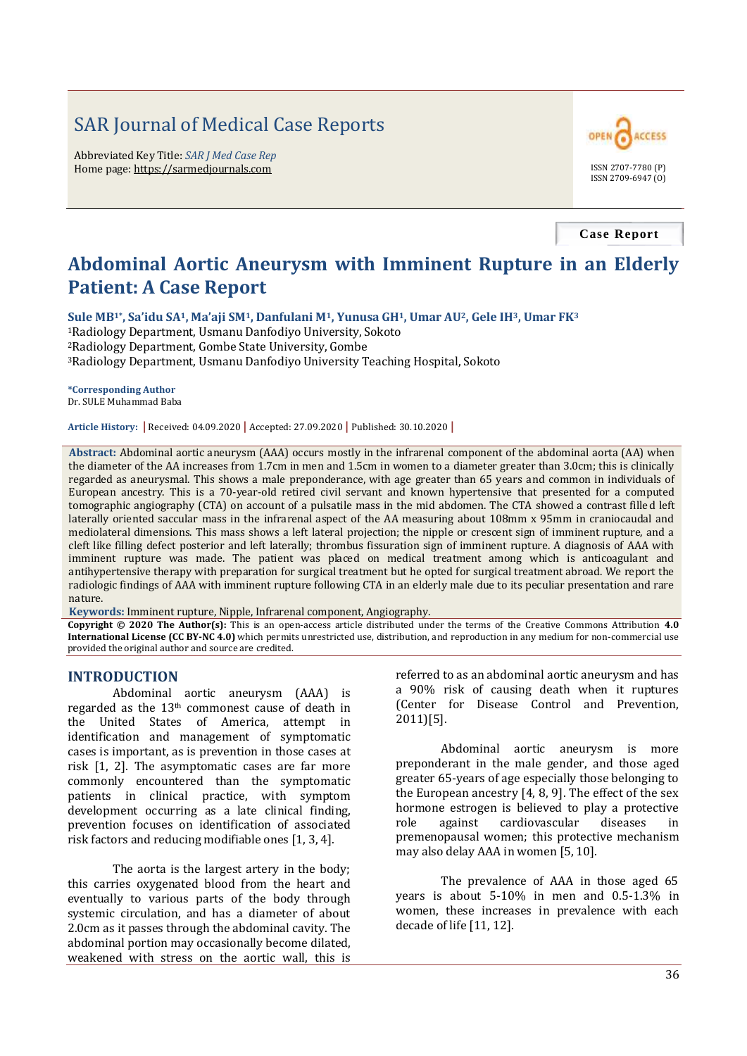# SAR Journal of Medical Case Reports

Abbreviated Key Title: *SAR J Med Case Rep*
Home page: https://sarmedjournals.com

ISSN 2707-7780 (P)
ISSN 2709-6947 (O)

**Case Report**

# Abdominal Aortic Aneurysm with Imminent Rupture in an Elderly Patient: A Case Report

**Sule MB[1*], Sa'idu SA[1], Ma'aji SM[1], Danfulani M[1], Yunusa GH[1], Umar AU[2], Gele IH[3], Umar FK[3]**

[1]Radiology Department, Usmanu Danfodiyo University, Sokoto
[2]Radiology Department, Gombe State University, Gombe
[3]Radiology Department, Usmanu Danfodiyo University Teaching Hospital, Sokoto

**\*Corresponding Author**
Dr. SULE Muhammad Baba

**Article History:** | Received: 04.09.2020 | Accepted: 27.09.2020 | Published: 30.10.2020 |

**Abstract:** Abdominal aortic aneurysm (AAA) occurs mostly in the infrarenal component of the abdominal aorta (AA) when the diameter of the AA increases from 1.7cm in men and 1.5cm in women to a diameter greater than 3.0cm; this is clinically regarded as aneurysmal. This shows a male preponderance, with age greater than 65 years and common in individuals of European ancestry. This is a 70-year-old retired civil servant and known hypertensive that presented for a computed tomographic angiography (CTA) on account of a pulsatile mass in the mid abdomen. The CTA showed a contrast filled left laterally oriented saccular mass in the infrarenal aspect of the AA measuring about 108mm x 95mm in craniocaudal and mediolateral dimensions. This mass shows a left lateral projection; the nipple or crescent sign of imminent rupture, and a cleft like filling defect posterior and left laterally; thrombus fissuration sign of imminent rupture. A diagnosis of AAA with imminent rupture was made. The patient was placed on medical treatment among which is anticoagulant and antihypertensive therapy with preparation for surgical treatment but he opted for surgical treatment abroad. We report the radiologic findings of AAA with imminent rupture following CTA in an elderly male due to its peculiar presentation and rare nature.

**Keywords:** Imminent rupture, Nipple, Infrarenal component, Angiography.

**Copyright © 2020 The Author(s):** This is an open-access article distributed under the terms of the Creative Commons Attribution **4.0 International License (CC BY-NC 4.0)** which permits unrestricted use, distribution, and reproduction in any medium for non-commercial use provided the original author and source are credited.

## INTRODUCTION

Abdominal aortic aneurysm (AAA) is regarded as the 13th commonest cause of death in the United States of America, attempt in identification and management of symptomatic cases is important, as is prevention in those cases at risk [1, 2]. The asymptomatic cases are far more commonly encountered than the symptomatic patients in clinical practice, with symptom development occurring as a late clinical finding, prevention focuses on identification of associated risk factors and reducing modifiable ones [1, 3, 4].

The aorta is the largest artery in the body; this carries oxygenated blood from the heart and eventually to various parts of the body through systemic circulation, and has a diameter of about 2.0cm as it passes through the abdominal cavity. The abdominal portion may occasionally become dilated, weakened with stress on the aortic wall, this is referred to as an abdominal aortic aneurysm and has a 90% risk of causing death when it ruptures (Center for Disease Control and Prevention, 2011)[5].

Abdominal aortic aneurysm is more preponderant in the male gender, and those aged greater 65-years of age especially those belonging to the European ancestry [4, 8, 9]. The effect of the sex hormone estrogen is believed to play a protective role against cardiovascular diseases in premenopausal women; this protective mechanism may also delay AAA in women [5, 10].

The prevalence of AAA in those aged 65 years is about 5-10% in men and 0.5-1.3% in women, these increases in prevalence with each decade of life [11, 12].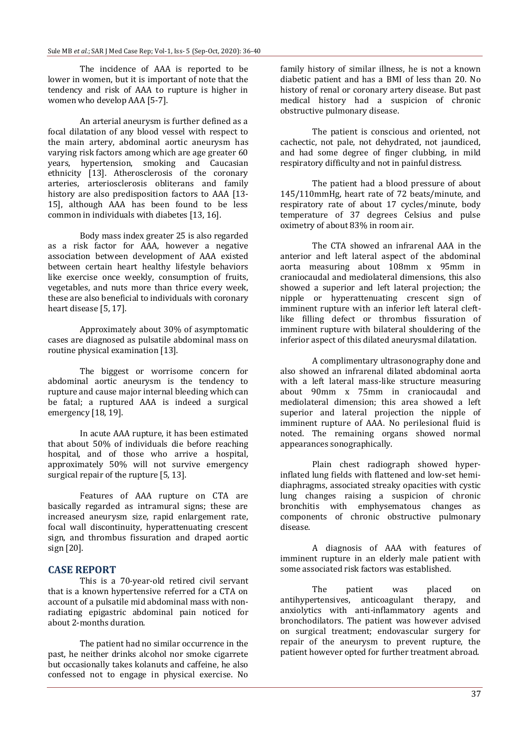The incidence of AAA is reported to be lower in women, but it is important of note that the tendency and risk of AAA to rupture is higher in women who develop AAA [5-7].

An arterial aneurysm is further defined as a focal dilatation of any blood vessel with respect to the main artery, abdominal aortic aneurysm has varying risk factors among which are age greater 60 years, hypertension, smoking and Caucasian ethnicity [13]. Atherosclerosis of the coronary arteries, arteriosclerosis obliterans and family history are also predisposition factors to AAA [13-15], although AAA has been found to be less common in individuals with diabetes [13, 16].

Body mass index greater 25 is also regarded as a risk factor for AAA, however a negative association between development of AAA existed between certain heart healthy lifestyle behaviors like exercise once weekly, consumption of fruits, vegetables, and nuts more than thrice every week, these are also beneficial to individuals with coronary heart disease [5, 17].

Approximately about 30% of asymptomatic cases are diagnosed as pulsatile abdominal mass on routine physical examination [13].

The biggest or worrisome concern for abdominal aortic aneurysm is the tendency to rupture and cause major internal bleeding which can be fatal; a ruptured AAA is indeed a surgical emergency [18, 19].

In acute AAA rupture, it has been estimated that about 50% of individuals die before reaching hospital, and of those who arrive a hospital, approximately 50% will not survive emergency surgical repair of the rupture [5, 13].

Features of AAA rupture on CTA are basically regarded as intramural signs; these are increased aneurysm size, rapid enlargement rate, focal wall discontinuity, hyperattenuating crescent sign, and thrombus fissuration and draped aortic sign [20].

## CASE REPORT

This is a 70-year-old retired civil servant that is a known hypertensive referred for a CTA on account of a pulsatile mid abdominal mass with non-radiating epigastric abdominal pain noticed for about 2-months duration.

The patient had no similar occurrence in the past, he neither drinks alcohol nor smoke cigarrete but occasionally takes kolanuts and caffeine, he also confessed not to engage in physical exercise. No family history of similar illness, he is not a known diabetic patient and has a BMI of less than 20. No history of renal or coronary artery disease. But past medical history had a suspicion of chronic obstructive pulmonary disease.

The patient is conscious and oriented, not cachectic, not pale, not dehydrated, not jaundiced, and had some degree of finger clubbing, in mild respiratory difficulty and not in painful distress.

The patient had a blood pressure of about 145/110mmHg, heart rate of 72 beats/minute, and respiratory rate of about 17 cycles/minute, body temperature of 37 degrees Celsius and pulse oximetry of about 83% in room air.

The CTA showed an infrarenal AAA in the anterior and left lateral aspect of the abdominal aorta measuring about 108mm x 95mm in craniocaudal and mediolateral dimensions, this also showed a superior and left lateral projection; the nipple or hyperattenuating crescent sign of imminent rupture with an inferior left lateral cleft-like filling defect or thrombus fissuration of imminent rupture with bilateral shouldering of the inferior aspect of this dilated aneurysmal dilatation.

A complimentary ultrasonography done and also showed an infrarenal dilated abdominal aorta with a left lateral mass-like structure measuring about 90mm x 75mm in craniocaudal and mediolateral dimension; this area showed a left superior and lateral projection the nipple of imminent rupture of AAA. No perilesional fluid is noted. The remaining organs showed normal appearances sonographically.

Plain chest radiograph showed hyper-inflated lung fields with flattened and low-set hemi-diaphragms, associated streaky opacities with cystic lung changes raising a suspicion of chronic bronchitis with emphysematous changes as components of chronic obstructive pulmonary disease.

A diagnosis of AAA with features of imminent rupture in an elderly male patient with some associated risk factors was established.

The patient was placed on antihypertensives, anticoagulant therapy, and anxiolytics with anti-inflammatory agents and bronchodilators. The patient was however advised on surgical treatment; endovascular surgery for repair of the aneurysm to prevent rupture, the patient however opted for further treatment abroad.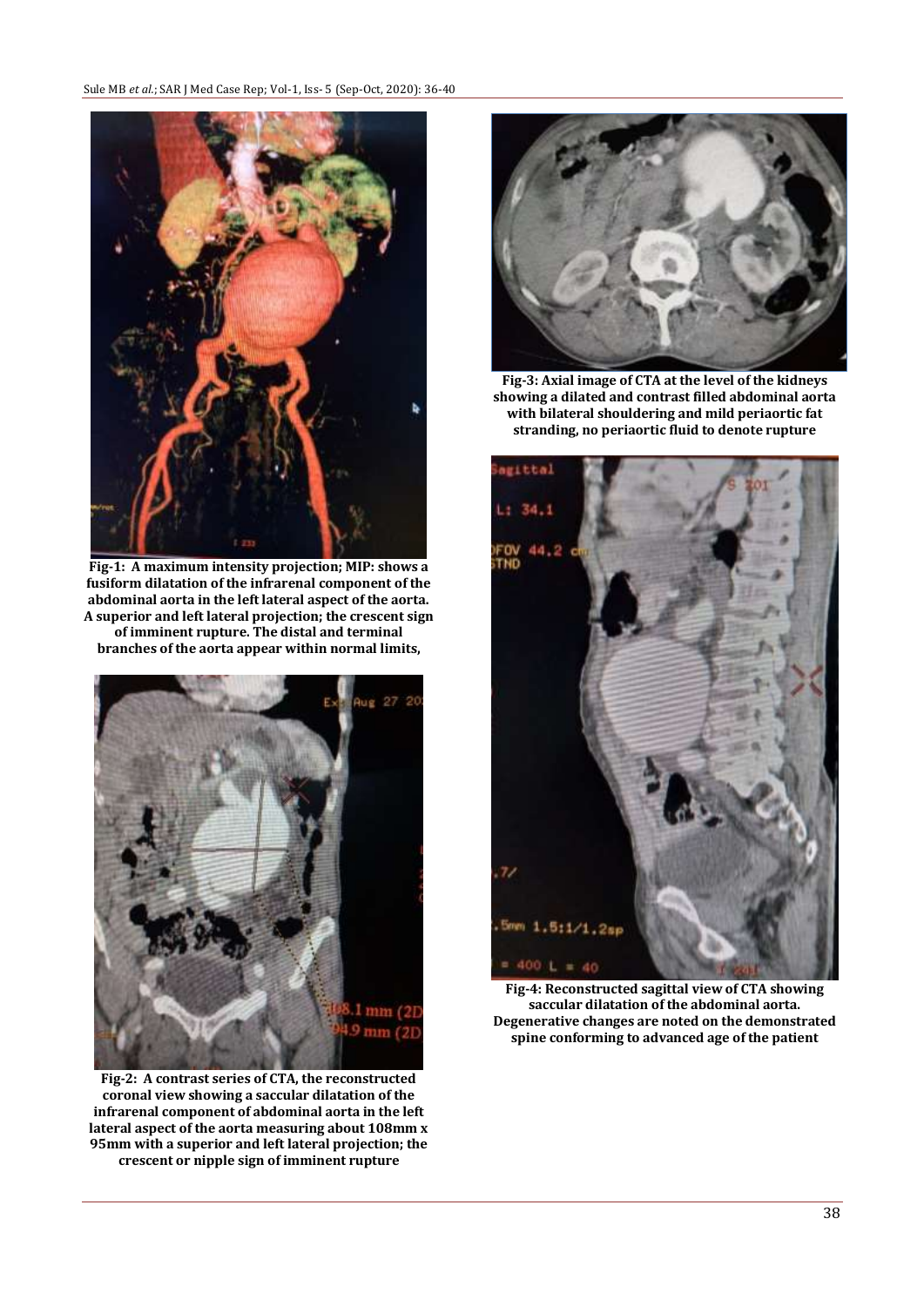Fig-1: A maximum intensity projection; MIP: shows a fusiform dilatation of the infrarenal component of the abdominal aorta in the left lateral aspect of the aorta. A superior and left lateral projection; the crescent sign of imminent rupture. The distal and terminal branches of the aorta appear within normal limits,

Fig-2: A contrast series of CTA, the reconstructed coronal view showing a saccular dilatation of the infrarenal component of abdominal aorta in the left lateral aspect of the aorta measuring about 108mm x 95mm with a superior and left lateral projection; the crescent or nipple sign of imminent rupture

Fig-3: Axial image of CTA at the level of the kidneys showing a dilated and contrast filled abdominal aorta with bilateral shouldering and mild periaortic fat stranding, no periaortic fluid to denote rupture

Fig-4: Reconstructed sagittal view of CTA showing saccular dilatation of the abdominal aorta. Degenerative changes are noted on the demonstrated spine conforming to advanced age of the patient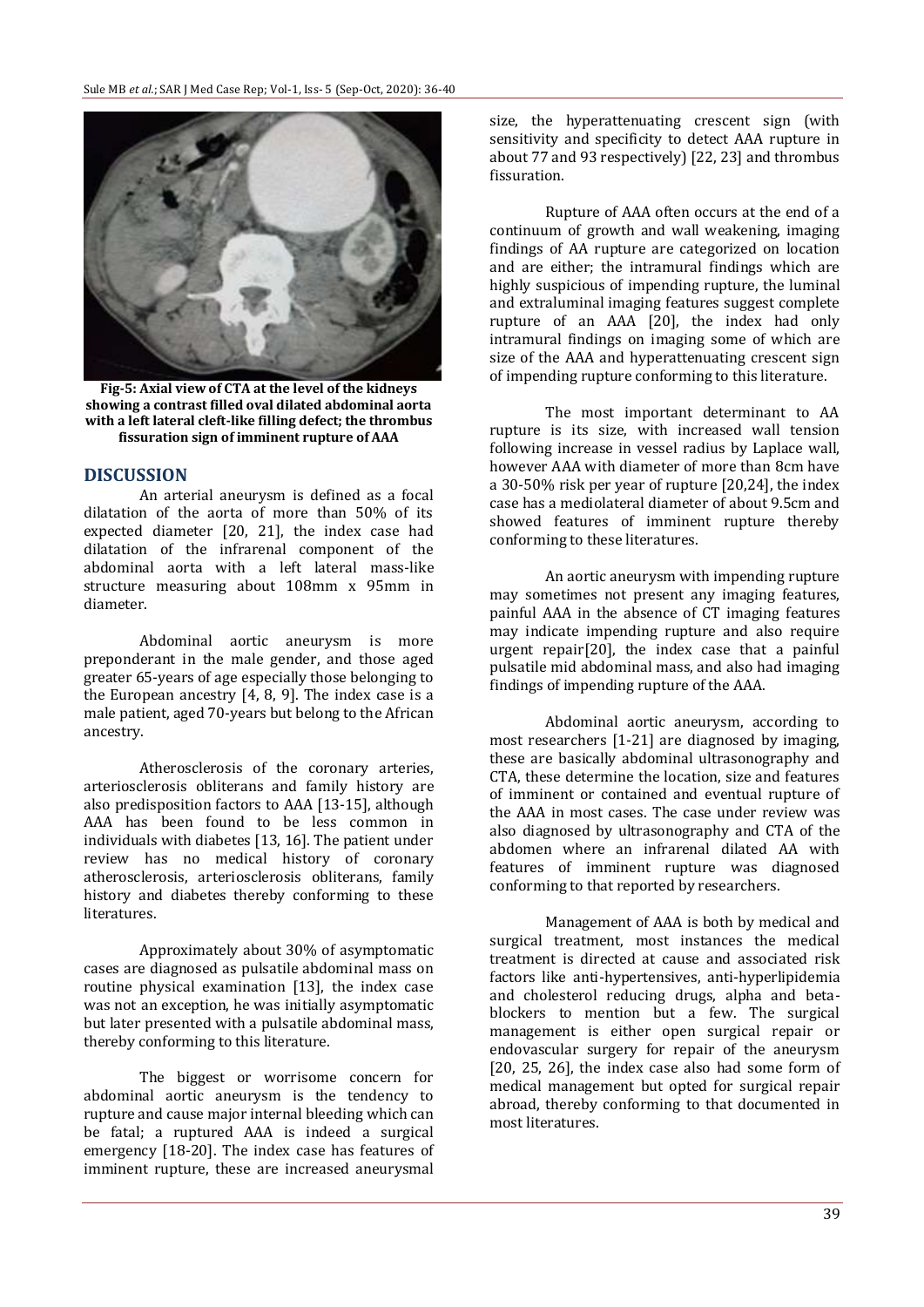**Fig-5: Axial view of CTA at the level of the kidneys showing a contrast filled oval dilated abdominal aorta with a left lateral cleft-like filling defect; the thrombus fissuration sign of imminent rupture of AAA**

## DISCUSSION

An arterial aneurysm is defined as a focal dilatation of the aorta of more than 50% of its expected diameter [20, 21], the index case had dilatation of the infrarenal component of the abdominal aorta with a left lateral mass-like structure measuring about 108mm x 95mm in diameter.

Abdominal aortic aneurysm is more preponderant in the male gender, and those aged greater 65-years of age especially those belonging to the European ancestry [4, 8, 9]. The index case is a male patient, aged 70-years but belong to the African ancestry.

Atherosclerosis of the coronary arteries, arteriosclerosis obliterans and family history are also predisposition factors to AAA [13-15], although AAA has been found to be less common in individuals with diabetes [13, 16]. The patient under review has no medical history of coronary atherosclerosis, arteriosclerosis obliterans, family history and diabetes thereby conforming to these literatures.

Approximately about 30% of asymptomatic cases are diagnosed as pulsatile abdominal mass on routine physical examination [13], the index case was not an exception, he was initially asymptomatic but later presented with a pulsatile abdominal mass, thereby conforming to this literature.

The biggest or worrisome concern for abdominal aortic aneurysm is the tendency to rupture and cause major internal bleeding which can be fatal; a ruptured AAA is indeed a surgical emergency [18-20]. The index case has features of imminent rupture, these are increased aneurysmal size, the hyperattenuating crescent sign (with sensitivity and specificity to detect AAA rupture in about 77 and 93 respectively) [22, 23] and thrombus fissuration.

Rupture of AAA often occurs at the end of a continuum of growth and wall weakening, imaging findings of AA rupture are categorized on location and are either; the intramural findings which are highly suspicious of impending rupture, the luminal and extraluminal imaging features suggest complete rupture of an AAA [20], the index had only intramural findings on imaging some of which are size of the AAA and hyperattenuating crescent sign of impending rupture conforming to this literature.

The most important determinant to AA rupture is its size, with increased wall tension following increase in vessel radius by Laplace wall, however AAA with diameter of more than 8cm have a 30-50% risk per year of rupture [20,24], the index case has a mediolateral diameter of about 9.5cm and showed features of imminent rupture thereby conforming to these literatures.

An aortic aneurysm with impending rupture may sometimes not present any imaging features, painful AAA in the absence of CT imaging features may indicate impending rupture and also require urgent repair[20], the index case that a painful pulsatile mid abdominal mass, and also had imaging findings of impending rupture of the AAA.

Abdominal aortic aneurysm, according to most researchers [1-21] are diagnosed by imaging, these are basically abdominal ultrasonography and CTA, these determine the location, size and features of imminent or contained and eventual rupture of the AAA in most cases. The case under review was also diagnosed by ultrasonography and CTA of the abdomen where an infrarenal dilated AA with features of imminent rupture was diagnosed conforming to that reported by researchers.

Management of AAA is both by medical and surgical treatment, most instances the medical treatment is directed at cause and associated risk factors like anti-hypertensives, anti-hyperlipidemia and cholesterol reducing drugs, alpha and beta-blockers to mention but a few. The surgical management is either open surgical repair or endovascular surgery for repair of the aneurysm [20, 25, 26], the index case also had some form of medical management but opted for surgical repair abroad, thereby conforming to that documented in most literatures.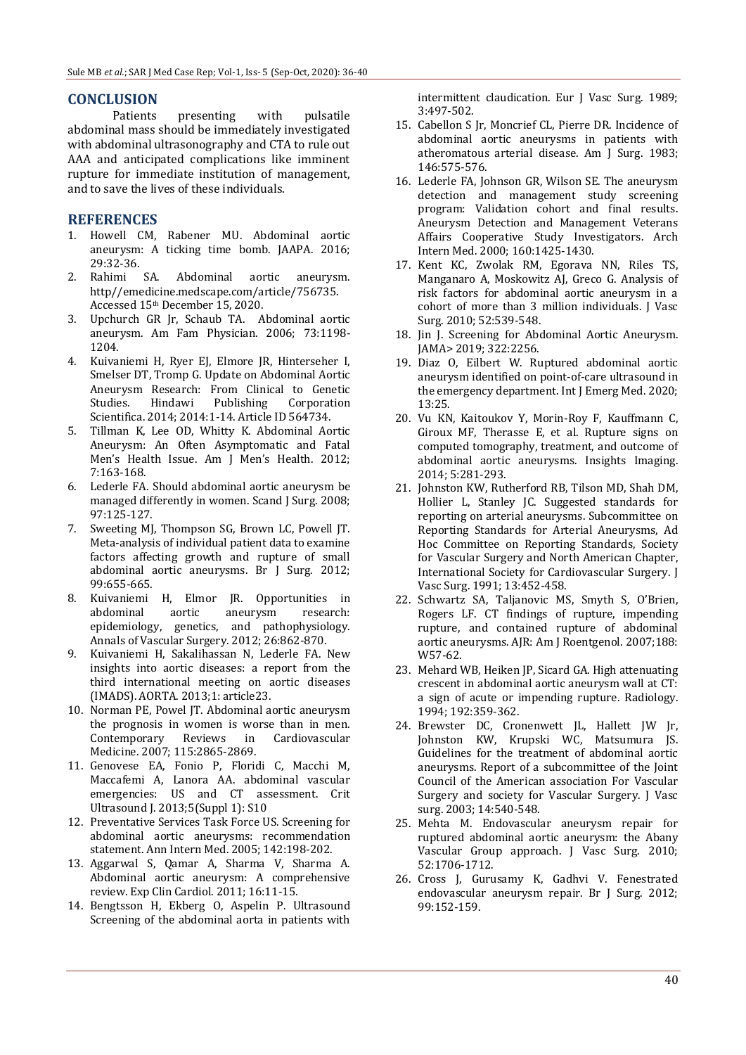## CONCLUSION

Patients presenting with pulsatile abdominal mass should be immediately investigated with abdominal ultrasonography and CTA to rule out AAA and anticipated complications like imminent rupture for immediate institution of management, and to save the lives of these individuals.

## REFERENCES

1. Howell CM, Rabener MU. Abdominal aortic aneurysm: A ticking time bomb. JAAPA. 2016; 29:32-36.
2. Rahimi SA. Abdominal aortic aneurysm. http//emedicine.medscape.com/article/756735. Accessed 15th December 15, 2020.
3. Upchurch GR Jr, Schaub TA. Abdominal aortic aneurysm. Am Fam Physician. 2006; 73:1198-1204.
4. Kuivaniemi H, Ryer EJ, Elmore JR, Hinterseher I, Smelser DT, Tromp G. Update on Abdominal Aortic Aneurysm Research: From Clinical to Genetic Studies. Hindawi Publishing Corporation Scientifica. 2014; 2014:1-14. Article ID 564734.
5. Tillman K, Lee OD, Whitty K. Abdominal Aortic Aneurysm: An Often Asymptomatic and Fatal Men's Health Issue. Am J Men's Health. 2012; 7:163-168.
6. Lederle FA. Should abdominal aortic aneurysm be managed differently in women. Scand J Surg. 2008; 97:125-127.
7. Sweeting MJ, Thompson SG, Brown LC, Powell JT. Meta-analysis of individual patient data to examine factors affecting growth and rupture of small abdominal aortic aneurysms. Br J Surg. 2012; 99:655-665.
8. Kuivaniemi H, Elmor JR. Opportunities in abdominal aortic aneurysm research: epidemiology, genetics, and pathophysiology. Annals of Vascular Surgery. 2012; 26:862-870.
9. Kuivaniemi H, Sakalihassan N, Lederle FA. New insights into aortic diseases: a report from the third international meeting on aortic diseases (IMADS). AORTA. 2013;1: article23.
10. Norman PE, Powel JT. Abdominal aortic aneurysm the prognosis in women is worse than in men. Contemporary Reviews in Cardiovascular Medicine. 2007; 115:2865-2869.
11. Genovese EA, Fonio P, Floridi C, Macchi M, Maccafemi A, Lanora AA. abdominal vascular emergencies: US and CT assessment. Crit Ultrasound J. 2013;5(Suppl 1): S10
12. Preventative Services Task Force US. Screening for abdominal aortic aneurysms: recommendation statement. Ann Intern Med. 2005; 142:198-202.
13. Aggarwal S, Qamar A, Sharma V, Sharma A. Abdominal aortic aneurysm: A comprehensive review. Exp Clin Cardiol. 2011; 16:11-15.
14. Bengtsson H, Ekberg O, Aspelin P. Ultrasound Screening of the abdominal aorta in patients with intermittent claudication. Eur J Vasc Surg. 1989; 3:497-502.
15. Cabellon S Jr, Moncrief CL, Pierre DR. Incidence of abdominal aortic aneurysms in patients with atheromatous arterial disease. Am J Surg. 1983; 146:575-576.
16. Lederle FA, Johnson GR, Wilson SE. The aneurysm detection and management study screening program: Validation cohort and final results. Aneurysm Detection and Management Veterans Affairs Cooperative Study Investigators. Arch Intern Med. 2000; 160:1425-1430.
17. Kent KC, Zwolak RM, Egorava NN, Riles TS, Manganaro A, Moskowitz AJ, Greco G. Analysis of risk factors for abdominal aortic aneurysm in a cohort of more than 3 million individuals. J Vasc Surg. 2010; 52:539-548.
18. Jin J. Screening for Abdominal Aortic Aneurysm. JAMA> 2019; 322:2256.
19. Diaz O, Eilbert W. Ruptured abdominal aortic aneurysm identified on point-of-care ultrasound in the emergency department. Int J Emerg Med. 2020; 13:25.
20. Vu KN, Kaitoukov Y, Morin-Roy F, Kauffmann C, Giroux MF, Therasse E, et al. Rupture signs on computed tomography, treatment, and outcome of abdominal aortic aneurysms. Insights Imaging. 2014; 5:281-293.
21. Johnston KW, Rutherford RB, Tilson MD, Shah DM, Hollier L, Stanley JC. Suggested standards for reporting on arterial aneurysms. Subcommittee on Reporting Standards for Arterial Aneurysms, Ad Hoc Committee on Reporting Standards, Society for Vascular Surgery and North American Chapter, International Society for Cardiovascular Surgery. J Vasc Surg. 1991; 13:452-458.
22. Schwartz SA, Taljanovic MS, Smyth S, O'Brien, Rogers LF. CT findings of rupture, impending rupture, and contained rupture of abdominal aortic aneurysms. AJR: Am J Roentgenol. 2007;188: W57-62.
23. Mehard WB, Heiken JP, Sicard GA. High attenuating crescent in abdominal aortic aneurysm wall at CT: a sign of acute or impending rupture. Radiology. 1994; 192:359-362.
24. Brewster DC, Cronenwett JL, Hallett JW Jr, Johnston KW, Krupski WC, Matsumura JS. Guidelines for the treatment of abdominal aortic aneurysms. Report of a subcommittee of the Joint Council of the American association For Vascular Surgery and society for Vascular Surgery. J Vasc surg. 2003; 14:540-548.
25. Mehta M. Endovascular aneurysm repair for ruptured abdominal aortic aneurysm: the Abany Vascular Group approach. J Vasc Surg. 2010; 52:1706-1712.
26. Cross J, Gurusamy K, Gadhvi V. Fenestrated endovascular aneurysm repair. Br J Surg. 2012; 99:152-159.